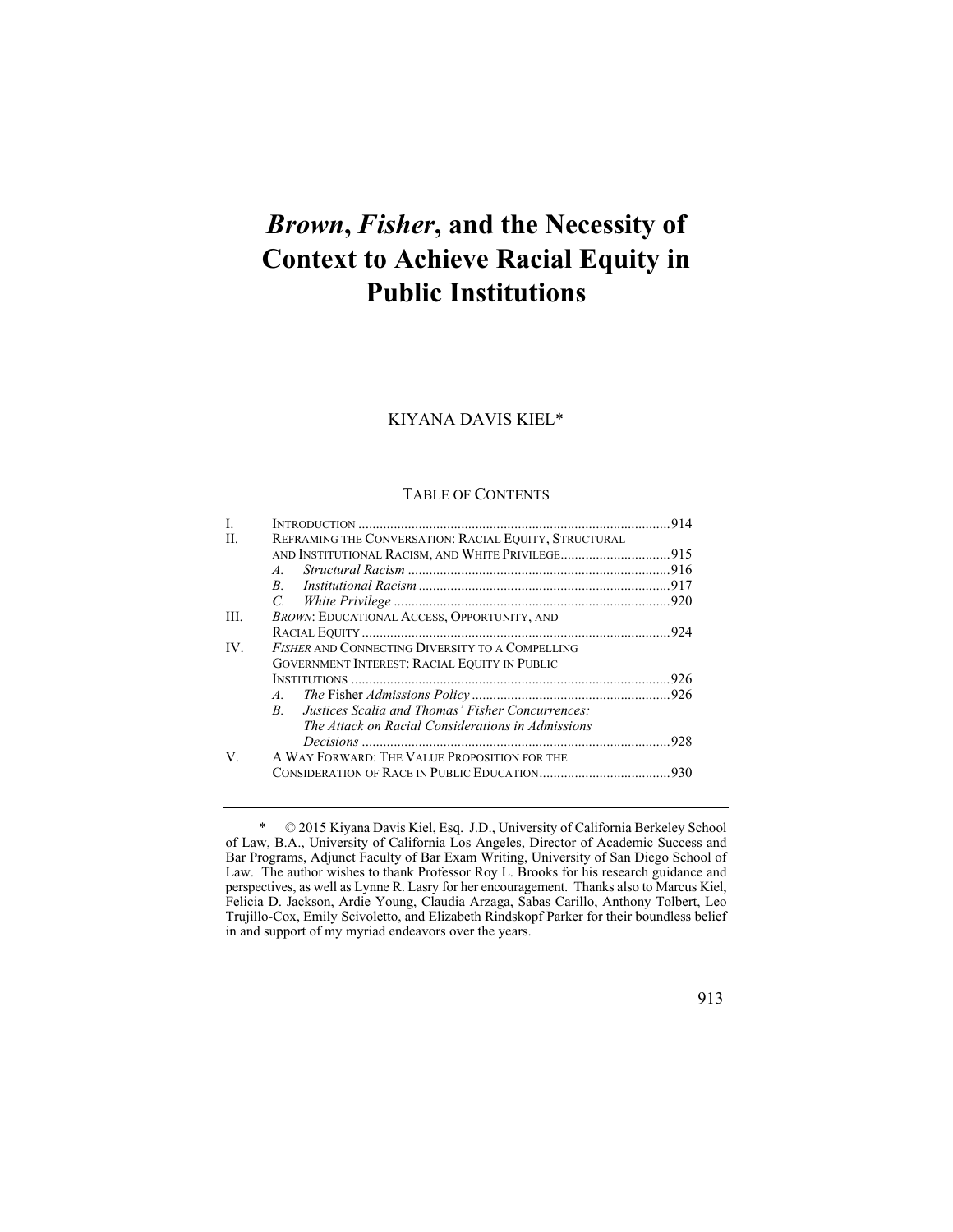# *Brown*, *Fisher*, and the Necessity of Context to Achieve Racial Equity in Public Institutions

KIYANA DAVIS KIEL*

TABLE OF CONTENTS

| | | |
|---|---|---|
| I. | INTRODUCTION | 914 |
| II. | REFRAMING THE CONVERSATION: RACIAL EQUITY, STRUCTURAL AND INSTITUTIONAL RACISM, AND WHITE PRIVILEGE | 915 |
| | *A. Structural Racism* | 916 |
| | *B. Institutional Racism* | 917 |
| | *C. White Privilege* | 920 |
| III. | *BROWN*: EDUCATIONAL ACCESS, OPPORTUNITY, AND RACIAL EQUITY | 924 |
| IV. | *FISHER* AND CONNECTING DIVERSITY TO A COMPELLING GOVERNMENT INTEREST: RACIAL EQUITY IN PUBLIC INSTITUTIONS | 926 |
| | *A. The* Fisher *Admissions Policy* | 926 |
| | *B. Justices Scalia and Thomas' Fisher Concurrences: The Attack on Racial Considerations in Admissions Decisions* | 928 |
| V. | A WAY FORWARD: THE VALUE PROPOSITION FOR THE CONSIDERATION OF RACE IN PUBLIC EDUCATION | 930 |

\* © 2015 Kiyana Davis Kiel, Esq. J.D., University of California Berkeley School of Law, B.A., University of California Los Angeles, Director of Academic Success and Bar Programs, Adjunct Faculty of Bar Exam Writing, University of San Diego School of Law. The author wishes to thank Professor Roy L. Brooks for his research guidance and perspectives, as well as Lynne R. Lasry for her encouragement. Thanks also to Marcus Kiel, Felicia D. Jackson, Ardie Young, Claudia Arzaga, Sabas Carillo, Anthony Tolbert, Leo Trujillo-Cox, Emily Scivoletto, and Elizabeth Rindskopf Parker for their boundless belief in and support of my myriad endeavors over the years.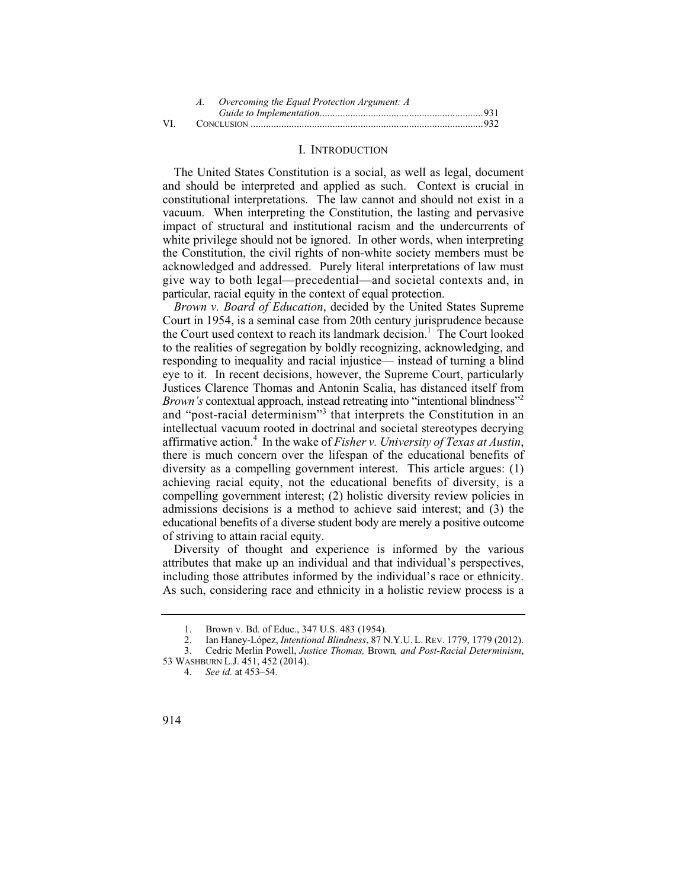A. *Overcoming the Equal Protection Argument: A Guide to Implementation*...............................................................931

VI. CONCLUSION ..........................................................................................932

# I. INTRODUCTION

The United States Constitution is a social, as well as legal, document and should be interpreted and applied as such. Context is crucial in constitutional interpretations. The law cannot and should not exist in a vacuum. When interpreting the Constitution, the lasting and pervasive impact of structural and institutional racism and the undercurrents of white privilege should not be ignored. In other words, when interpreting the Constitution, the civil rights of non-white society members must be acknowledged and addressed. Purely literal interpretations of law must give way to both legal—precedential—and societal contexts and, in particular, racial equity in the context of equal protection.

*Brown v. Board of Education*, decided by the United States Supreme Court in 1954, is a seminal case from 20th century jurisprudence because the Court used context to reach its landmark decision.[1] The Court looked to the realities of segregation by boldly recognizing, acknowledging, and responding to inequality and racial injustice— instead of turning a blind eye to it. In recent decisions, however, the Supreme Court, particularly Justices Clarence Thomas and Antonin Scalia, has distanced itself from *Brown's* contextual approach, instead retreating into "intentional blindness"[2] and "post-racial determinism"[3] that interprets the Constitution in an intellectual vacuum rooted in doctrinal and societal stereotypes decrying affirmative action.[4] In the wake of *Fisher v. University of Texas at Austin*, there is much concern over the lifespan of the educational benefits of diversity as a compelling government interest. This article argues: (1) achieving racial equity, not the educational benefits of diversity, is a compelling government interest; (2) holistic diversity review policies in admissions decisions is a method to achieve said interest; and (3) the educational benefits of a diverse student body are merely a positive outcome of striving to attain racial equity.

Diversity of thought and experience is informed by the various attributes that make up an individual and that individual's perspectives, including those attributes informed by the individual's race or ethnicity. As such, considering race and ethnicity in a holistic review process is a

---

1. Brown v. Bd. of Educ., 347 U.S. 483 (1954).
2. Ian Haney-López, *Intentional Blindness*, 87 N.Y.U. L. REV. 1779, 1779 (2012).
3. Cedric Merlin Powell, *Justice Thomas,* Brown*, and Post-Racial Determinism*, 53 WASHBURN L.J. 451, 452 (2014).
4. *See id.* at 453–54.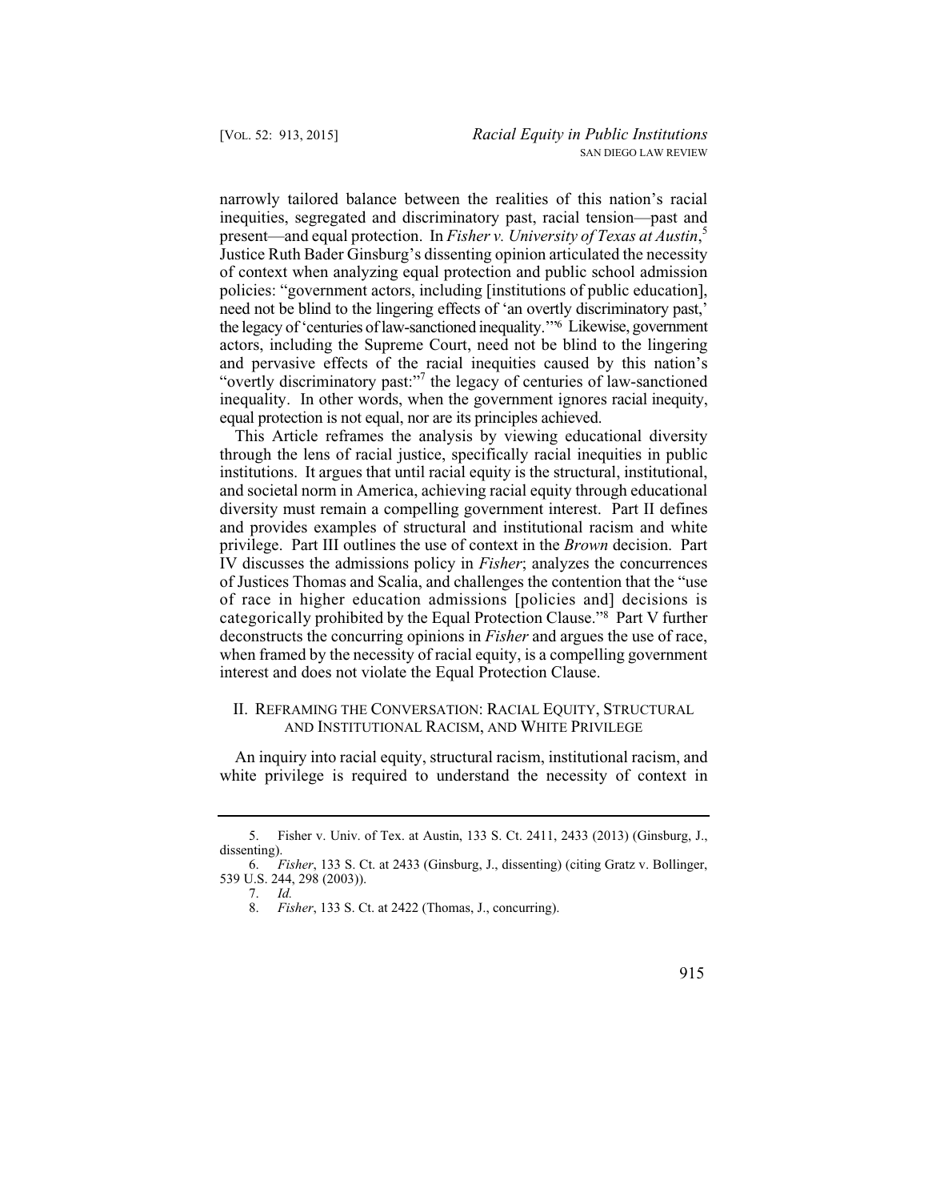narrowly tailored balance between the realities of this nation's racial inequities, segregated and discriminatory past, racial tension—past and present—and equal protection. In *Fisher v. University of Texas at Austin*,[5] Justice Ruth Bader Ginsburg's dissenting opinion articulated the necessity of context when analyzing equal protection and public school admission policies: "government actors, including [institutions of public education], need not be blind to the lingering effects of 'an overtly discriminatory past,' the legacy of 'centuries of law-sanctioned inequality.'"[6] Likewise, government actors, including the Supreme Court, need not be blind to the lingering and pervasive effects of the racial inequities caused by this nation's "overtly discriminatory past:"[7] the legacy of centuries of law-sanctioned inequality. In other words, when the government ignores racial inequity, equal protection is not equal, nor are its principles achieved.

This Article reframes the analysis by viewing educational diversity through the lens of racial justice, specifically racial inequities in public institutions. It argues that until racial equity is the structural, institutional, and societal norm in America, achieving racial equity through educational diversity must remain a compelling government interest. Part II defines and provides examples of structural and institutional racism and white privilege. Part III outlines the use of context in the *Brown* decision. Part IV discusses the admissions policy in *Fisher*; analyzes the concurrences of Justices Thomas and Scalia, and challenges the contention that the "use of race in higher education admissions [policies and] decisions is categorically prohibited by the Equal Protection Clause."[8] Part V further deconstructs the concurring opinions in *Fisher* and argues the use of race, when framed by the necessity of racial equity, is a compelling government interest and does not violate the Equal Protection Clause.

## II. Reframing the Conversation: Racial Equity, Structural and Institutional Racism, and White Privilege

An inquiry into racial equity, structural racism, institutional racism, and white privilege is required to understand the necessity of context in

---

5. Fisher v. Univ. of Tex. at Austin, 133 S. Ct. 2411, 2433 (2013) (Ginsburg, J., dissenting).

6. *Fisher*, 133 S. Ct. at 2433 (Ginsburg, J., dissenting) (citing Gratz v. Bollinger, 539 U.S. 244, 298 (2003)).

7. *Id.*

8. *Fisher*, 133 S. Ct. at 2422 (Thomas, J., concurring).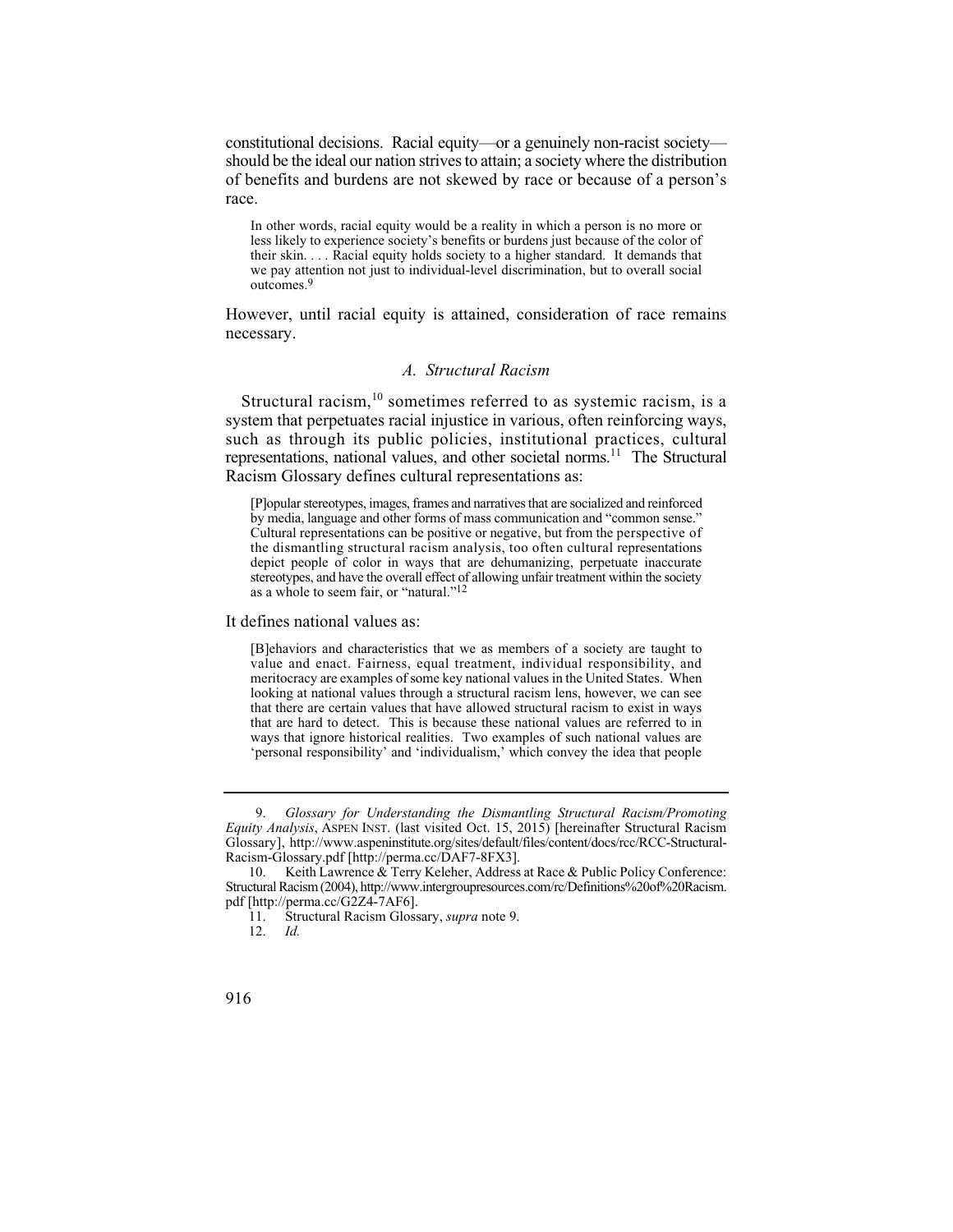constitutional decisions. Racial equity—or a genuinely non-racist society—should be the ideal our nation strives to attain; a society where the distribution of benefits and burdens are not skewed by race or because of a person's race.

> In other words, racial equity would be a reality in which a person is no more or less likely to experience society's benefits or burdens just because of the color of their skin. . . . Racial equity holds society to a higher standard. It demands that we pay attention not just to individual-level discrimination, but to overall social outcomes.[9]

However, until racial equity is attained, consideration of race remains necessary.

### *A. Structural Racism*

Structural racism,[10] sometimes referred to as systemic racism, is a system that perpetuates racial injustice in various, often reinforcing ways, such as through its public policies, institutional practices, cultural representations, national values, and other societal norms.[11] The Structural Racism Glossary defines cultural representations as:

> [P]opular stereotypes, images, frames and narratives that are socialized and reinforced by media, language and other forms of mass communication and "common sense." Cultural representations can be positive or negative, but from the perspective of the dismantling structural racism analysis, too often cultural representations depict people of color in ways that are dehumanizing, perpetuate inaccurate stereotypes, and have the overall effect of allowing unfair treatment within the society as a whole to seem fair, or "natural."[12]

It defines national values as:

> [B]ehaviors and characteristics that we as members of a society are taught to value and enact. Fairness, equal treatment, individual responsibility, and meritocracy are examples of some key national values in the United States. When looking at national values through a structural racism lens, however, we can see that there are certain values that have allowed structural racism to exist in ways that are hard to detect. This is because these national values are referred to in ways that ignore historical realities. Two examples of such national values are 'personal responsibility' and 'individualism,' which convey the idea that people

---

9. *Glossary for Understanding the Dismantling Structural Racism/Promoting Equity Analysis*, ASPEN INST. (last visited Oct. 15, 2015) [hereinafter Structural Racism Glossary], http://www.aspeninstitute.org/sites/default/files/content/docs/rcc/RCC-Structural-Racism-Glossary.pdf [http://perma.cc/DAF7-8FX3].

10. Keith Lawrence & Terry Keleher, Address at Race & Public Policy Conference: Structural Racism (2004), http://www.intergroupresources.com/rc/Definitions%20of%20Racism.pdf [http://perma.cc/G2Z4-7AF6].

11. Structural Racism Glossary, *supra* note 9.

12. *Id.*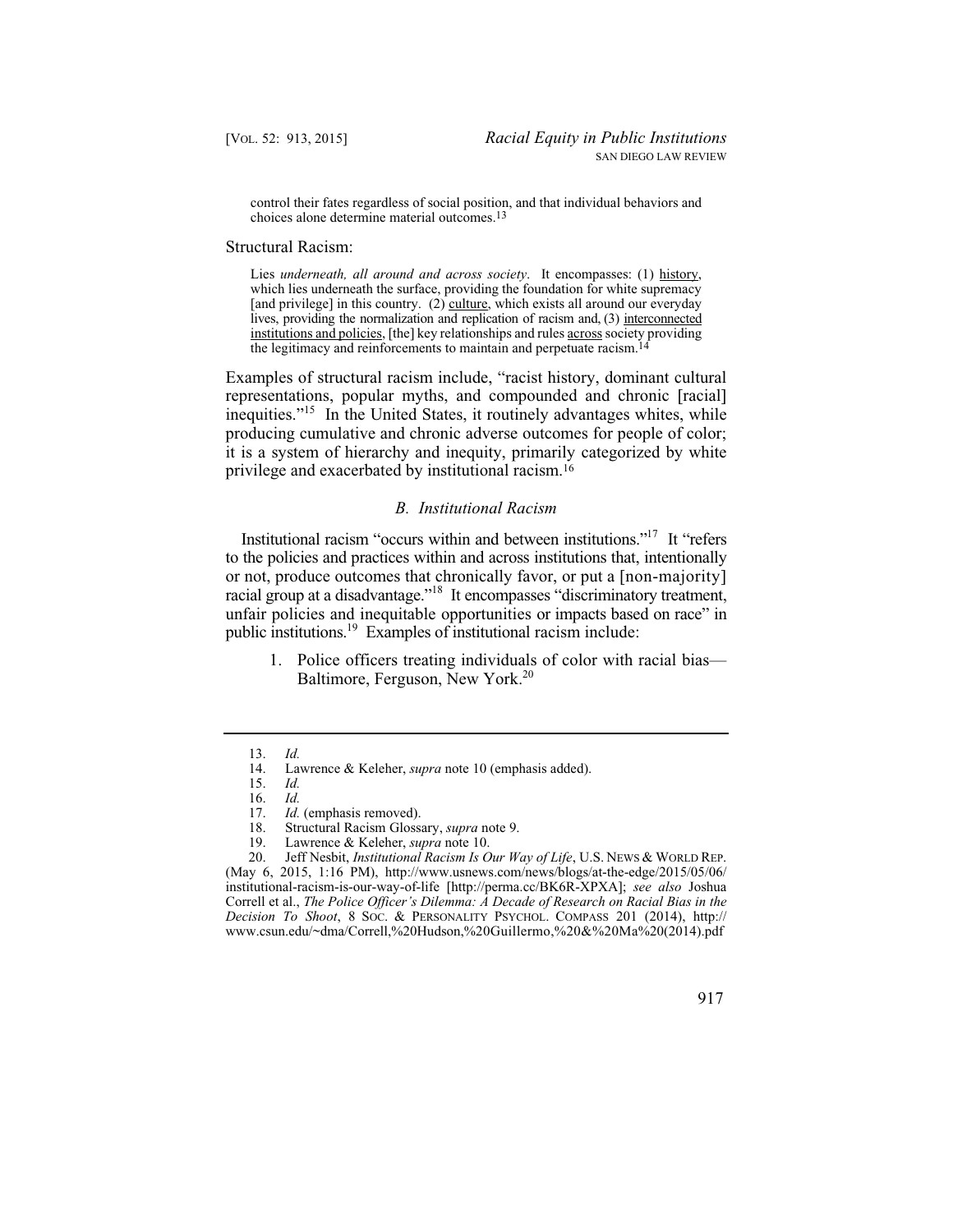> control their fates regardless of social position, and that individual behaviors and choices alone determine material outcomes.[13]

Structural Racism:

> Lies *underneath, all around and across society*. It encompasses: (1) history, which lies underneath the surface, providing the foundation for white supremacy [and privilege] in this country. (2) culture, which exists all around our everyday lives, providing the normalization and replication of racism and, (3) interconnected institutions and policies, [the] key relationships and rules across society providing the legitimacy and reinforcements to maintain and perpetuate racism.[14]

Examples of structural racism include, "racist history, dominant cultural representations, popular myths, and compounded and chronic [racial] inequities."[15] In the United States, it routinely advantages whites, while producing cumulative and chronic adverse outcomes for people of color; it is a system of hierarchy and inequity, primarily categorized by white privilege and exacerbated by institutional racism.[16]

### *B. Institutional Racism*

Institutional racism "occurs within and between institutions."[17] It "refers to the policies and practices within and across institutions that, intentionally or not, produce outcomes that chronically favor, or put a [non-majority] racial group at a disadvantage."[18] It encompasses "discriminatory treatment, unfair policies and inequitable opportunities or impacts based on race" in public institutions.[19] Examples of institutional racism include:

1. Police officers treating individuals of color with racial bias—Baltimore, Ferguson, New York.[20]

---

13. *Id.*
14. Lawrence & Keleher, *supra* note 10 (emphasis added).
15. *Id.*
16. *Id.*
17. *Id.* (emphasis removed).
18. Structural Racism Glossary, *supra* note 9.
19. Lawrence & Keleher, *supra* note 10.
20. Jeff Nesbit, *Institutional Racism Is Our Way of Life*, U.S. NEWS & WORLD REP. (May 6, 2015, 1:16 PM), http://www.usnews.com/news/blogs/at-the-edge/2015/05/06/institutional-racism-is-our-way-of-life [http://perma.cc/BK6R-XPXA]; *see also* Joshua Correll et al., *The Police Officer's Dilemma: A Decade of Research on Racial Bias in the Decision To Shoot*, 8 SOC. & PERSONALITY PSYCHOL. COMPASS 201 (2014), http://www.csun.edu/~dma/Correll,%20Hudson,%20Guillermo,%20&%20Ma%20(2014).pdf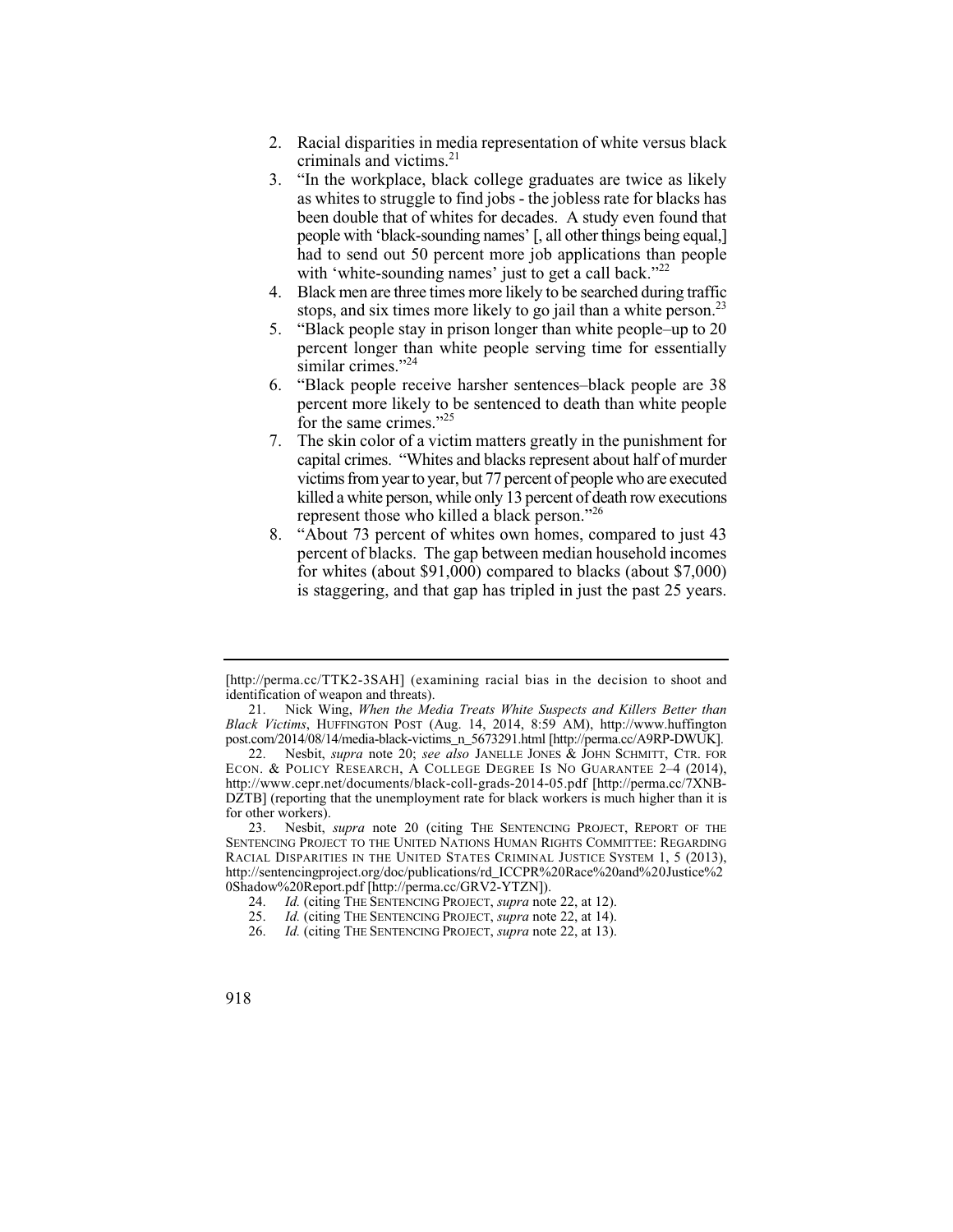2. Racial disparities in media representation of white versus black criminals and victims.[21]
3. "In the workplace, black college graduates are twice as likely as whites to struggle to find jobs - the jobless rate for blacks has been double that of whites for decades. A study even found that people with 'black-sounding names' [, all other things being equal,] had to send out 50 percent more job applications than people with 'white-sounding names' just to get a call back."[22]
4. Black men are three times more likely to be searched during traffic stops, and six times more likely to go jail than a white person.[23]
5. "Black people stay in prison longer than white people–up to 20 percent longer than white people serving time for essentially similar crimes."[24]
6. "Black people receive harsher sentences–black people are 38 percent more likely to be sentenced to death than white people for the same crimes."[25]
7. The skin color of a victim matters greatly in the punishment for capital crimes. "Whites and blacks represent about half of murder victims from year to year, but 77 percent of people who are executed killed a white person, while only 13 percent of death row executions represent those who killed a black person."[26]
8. "About 73 percent of whites own homes, compared to just 43 percent of blacks. The gap between median household incomes for whites (about $91,000) compared to blacks (about $7,000) is staggering, and that gap has tripled in just the past 25 years.

---

[http://perma.cc/TTK2-3SAH] (examining racial bias in the decision to shoot and identification of weapon and threats).

21. Nick Wing, *When the Media Treats White Suspects and Killers Better than Black Victims*, HUFFINGTON POST (Aug. 14, 2014, 8:59 AM), http://www.huffingtonpost.com/2014/08/14/media-black-victims_n_5673291.html [http://perma.cc/A9RP-DWUK].

22. Nesbit, *supra* note 20; *see also* JANELLE JONES & JOHN SCHMITT, CTR. FOR ECON. & POLICY RESEARCH, A COLLEGE DEGREE IS NO GUARANTEE 2–4 (2014), http://www.cepr.net/documents/black-coll-grads-2014-05.pdf [http://perma.cc/7XNB-DZTB] (reporting that the unemployment rate for black workers is much higher than it is for other workers).

23. Nesbit, *supra* note 20 (citing THE SENTENCING PROJECT, REPORT OF THE SENTENCING PROJECT TO THE UNITED NATIONS HUMAN RIGHTS COMMITTEE: REGARDING RACIAL DISPARITIES IN THE UNITED STATES CRIMINAL JUSTICE SYSTEM 1, 5 (2013), http://sentencingproject.org/doc/publications/rd_ICCPR%20Race%20and%20Justice%20Shadow%20Report.pdf [http://perma.cc/GRV2-YTZN]).

24. *Id.* (citing THE SENTENCING PROJECT, *supra* note 22, at 12).

25. *Id.* (citing THE SENTENCING PROJECT, *supra* note 22, at 14).

26. *Id.* (citing THE SENTENCING PROJECT, *supra* note 22, at 13).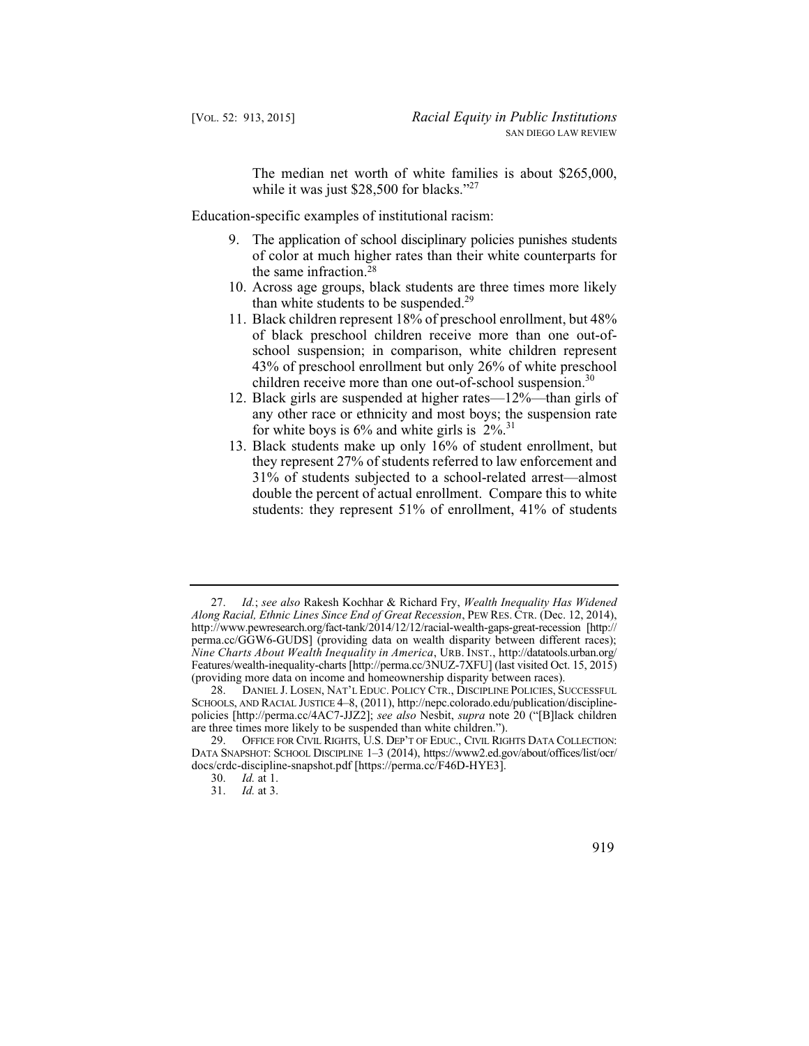> The median net worth of white families is about $265,000, while it was just $28,500 for blacks."[27]

Education-specific examples of institutional racism:

9. The application of school disciplinary policies punishes students of color at much higher rates than their white counterparts for the same infraction.[28]
10. Across age groups, black students are three times more likely than white students to be suspended.[29]
11. Black children represent 18% of preschool enrollment, but 48% of black preschool children receive more than one out-of-school suspension; in comparison, white children represent 43% of preschool enrollment but only 26% of white preschool children receive more than one out-of-school suspension.[30]
12. Black girls are suspended at higher rates—12%—than girls of any other race or ethnicity and most boys; the suspension rate for white boys is 6% and white girls is 2%.[31]
13. Black students make up only 16% of student enrollment, but they represent 27% of students referred to law enforcement and 31% of students subjected to a school-related arrest—almost double the percent of actual enrollment. Compare this to white students: they represent 51% of enrollment, 41% of students

---

27. *Id.*; *see also* Rakesh Kochhar & Richard Fry, *Wealth Inequality Has Widened Along Racial, Ethnic Lines Since End of Great Recession*, PEW RES. CTR. (Dec. 12, 2014), http://www.pewresearch.org/fact-tank/2014/12/12/racial-wealth-gaps-great-recession [http://perma.cc/GGW6-GUDS] (providing data on wealth disparity between different races); *Nine Charts About Wealth Inequality in America*, URB. INST., http://datatools.urban.org/Features/wealth-inequality-charts [http://perma.cc/3NUZ-7XFU] (last visited Oct. 15, 2015) (providing more data on income and homeownership disparity between races).

28. DANIEL J. LOSEN, NAT'L EDUC. POLICY CTR., DISCIPLINE POLICIES, SUCCESSFUL SCHOOLS, AND RACIAL JUSTICE 4–8, (2011), http://nepc.colorado.edu/publication/discipline-policies [http://perma.cc/4AC7-JJZ2]; *see also* Nesbit, *supra* note 20 ("[B]lack children are three times more likely to be suspended than white children.").

29. OFFICE FOR CIVIL RIGHTS, U.S. DEP'T OF EDUC., CIVIL RIGHTS DATA COLLECTION: DATA SNAPSHOT: SCHOOL DISCIPLINE 1–3 (2014), https://www2.ed.gov/about/offices/list/ocr/docs/crdc-discipline-snapshot.pdf [https://perma.cc/F46D-HYE3].

30. *Id.* at 1.

31. *Id.* at 3.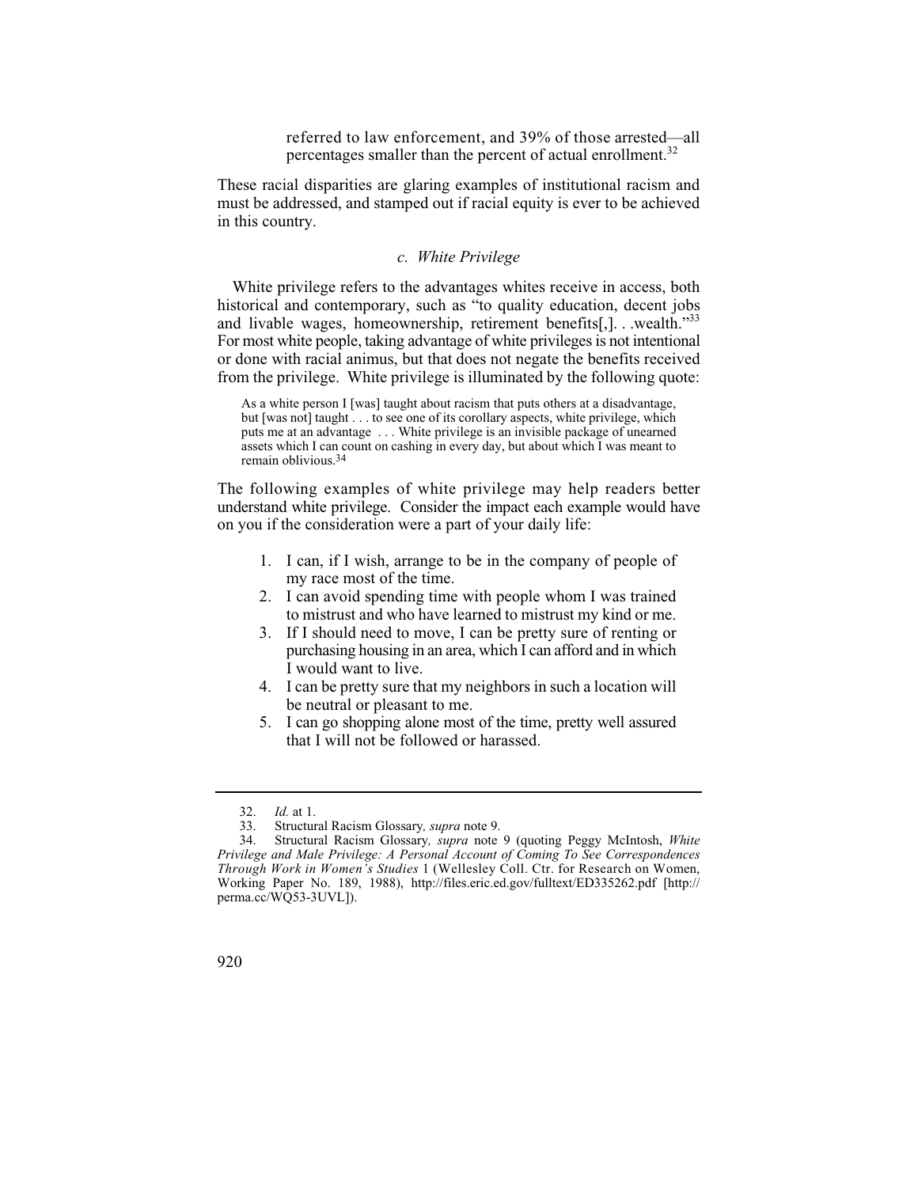> referred to law enforcement, and 39% of those arrested—all percentages smaller than the percent of actual enrollment.[32]

These racial disparities are glaring examples of institutional racism and must be addressed, and stamped out if racial equity is ever to be achieved in this country.

### *c. White Privilege*

White privilege refers to the advantages whites receive in access, both historical and contemporary, such as "to quality education, decent jobs and livable wages, homeownership, retirement benefits[,]. . .wealth."[33] For most white people, taking advantage of white privileges is not intentional or done with racial animus, but that does not negate the benefits received from the privilege. White privilege is illuminated by the following quote:

> As a white person I [was] taught about racism that puts others at a disadvantage, but [was not] taught . . . to see one of its corollary aspects, white privilege, which puts me at an advantage . . . White privilege is an invisible package of unearned assets which I can count on cashing in every day, but about which I was meant to remain oblivious.[34]

The following examples of white privilege may help readers better understand white privilege. Consider the impact each example would have on you if the consideration were a part of your daily life:

1. I can, if I wish, arrange to be in the company of people of my race most of the time.
2. I can avoid spending time with people whom I was trained to mistrust and who have learned to mistrust my kind or me.
3. If I should need to move, I can be pretty sure of renting or purchasing housing in an area, which I can afford and in which I would want to live.
4. I can be pretty sure that my neighbors in such a location will be neutral or pleasant to me.
5. I can go shopping alone most of the time, pretty well assured that I will not be followed or harassed.

---

32. *Id.* at 1.

33. Structural Racism Glossary*, supra* note 9.

34. Structural Racism Glossary*, supra* note 9 (quoting Peggy McIntosh, *White Privilege and Male Privilege: A Personal Account of Coming To See Correspondences Through Work in Women's Studies* 1 (Wellesley Coll. Ctr. for Research on Women, Working Paper No. 189, 1988), http://files.eric.ed.gov/fulltext/ED335262.pdf [http://perma.cc/WQ53-3UVL]).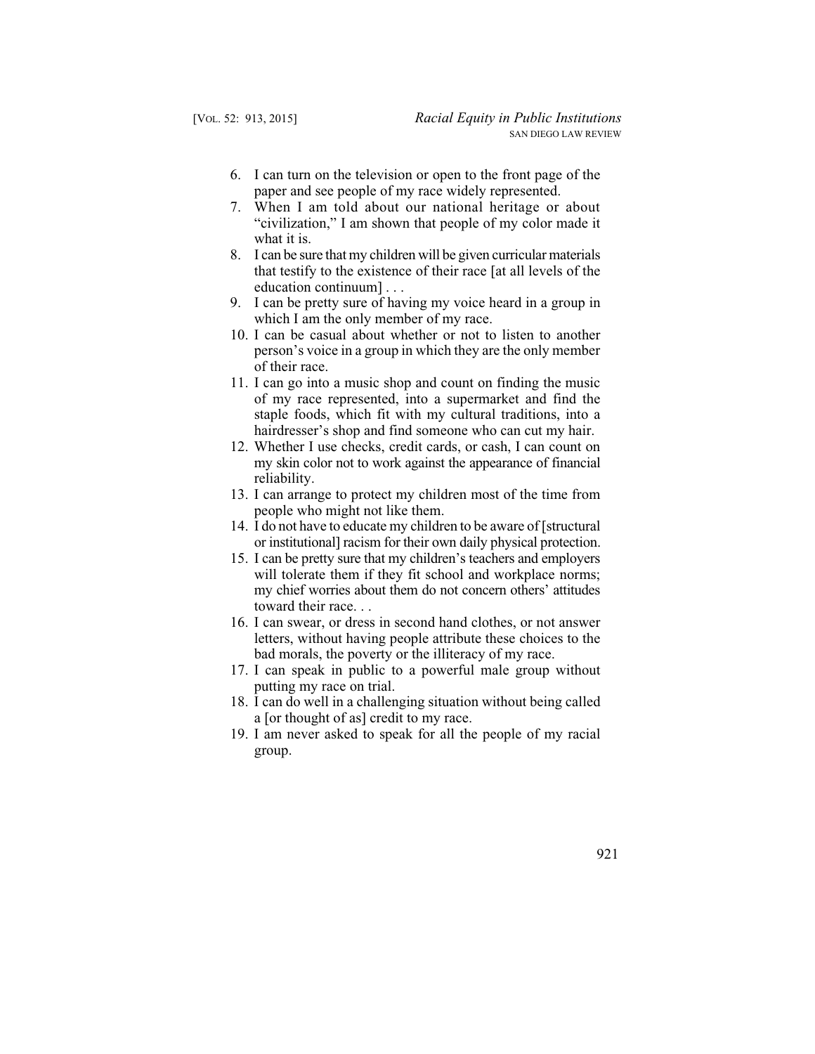6. I can turn on the television or open to the front page of the paper and see people of my race widely represented.
7. When I am told about our national heritage or about "civilization," I am shown that people of my color made it what it is.
8. I can be sure that my children will be given curricular materials that testify to the existence of their race [at all levels of the education continuum] . . .
9. I can be pretty sure of having my voice heard in a group in which I am the only member of my race.
10. I can be casual about whether or not to listen to another person's voice in a group in which they are the only member of their race.
11. I can go into a music shop and count on finding the music of my race represented, into a supermarket and find the staple foods, which fit with my cultural traditions, into a hairdresser's shop and find someone who can cut my hair.
12. Whether I use checks, credit cards, or cash, I can count on my skin color not to work against the appearance of financial reliability.
13. I can arrange to protect my children most of the time from people who might not like them.
14. I do not have to educate my children to be aware of [structural or institutional] racism for their own daily physical protection.
15. I can be pretty sure that my children's teachers and employers will tolerate them if they fit school and workplace norms; my chief worries about them do not concern others' attitudes toward their race. . .
16. I can swear, or dress in second hand clothes, or not answer letters, without having people attribute these choices to the bad morals, the poverty or the illiteracy of my race.
17. I can speak in public to a powerful male group without putting my race on trial.
18. I can do well in a challenging situation without being called a [or thought of as] credit to my race.
19. I am never asked to speak for all the people of my racial group.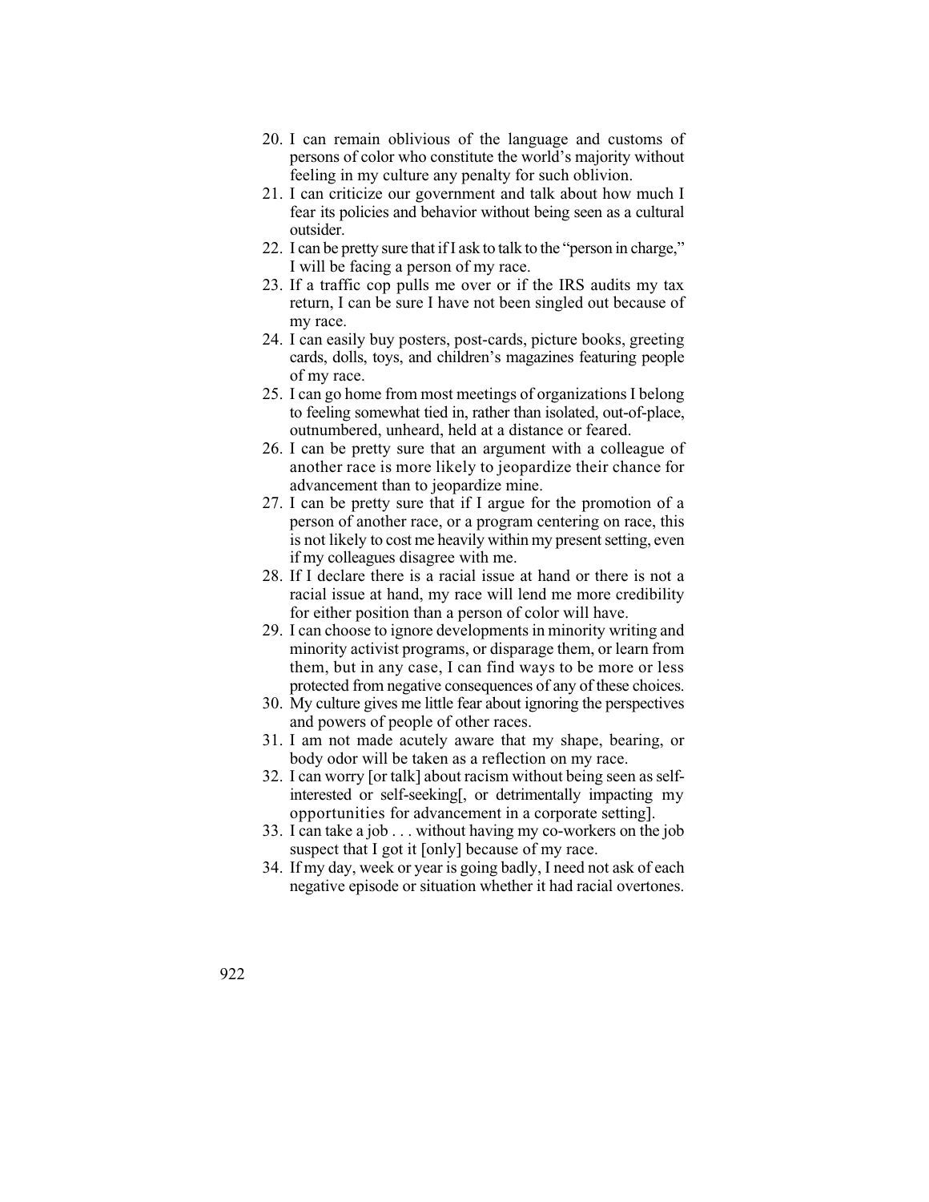20. I can remain oblivious of the language and customs of persons of color who constitute the world's majority without feeling in my culture any penalty for such oblivion.
21. I can criticize our government and talk about how much I fear its policies and behavior without being seen as a cultural outsider.
22. I can be pretty sure that if I ask to talk to the "person in charge," I will be facing a person of my race.
23. If a traffic cop pulls me over or if the IRS audits my tax return, I can be sure I have not been singled out because of my race.
24. I can easily buy posters, post-cards, picture books, greeting cards, dolls, toys, and children's magazines featuring people of my race.
25. I can go home from most meetings of organizations I belong to feeling somewhat tied in, rather than isolated, out-of-place, outnumbered, unheard, held at a distance or feared.
26. I can be pretty sure that an argument with a colleague of another race is more likely to jeopardize their chance for advancement than to jeopardize mine.
27. I can be pretty sure that if I argue for the promotion of a person of another race, or a program centering on race, this is not likely to cost me heavily within my present setting, even if my colleagues disagree with me.
28. If I declare there is a racial issue at hand or there is not a racial issue at hand, my race will lend me more credibility for either position than a person of color will have.
29. I can choose to ignore developments in minority writing and minority activist programs, or disparage them, or learn from them, but in any case, I can find ways to be more or less protected from negative consequences of any of these choices.
30. My culture gives me little fear about ignoring the perspectives and powers of people of other races.
31. I am not made acutely aware that my shape, bearing, or body odor will be taken as a reflection on my race.
32. I can worry [or talk] about racism without being seen as self-interested or self-seeking[, or detrimentally impacting my opportunities for advancement in a corporate setting].
33. I can take a job . . . without having my co-workers on the job suspect that I got it [only] because of my race.
34. If my day, week or year is going badly, I need not ask of each negative episode or situation whether it had racial overtones.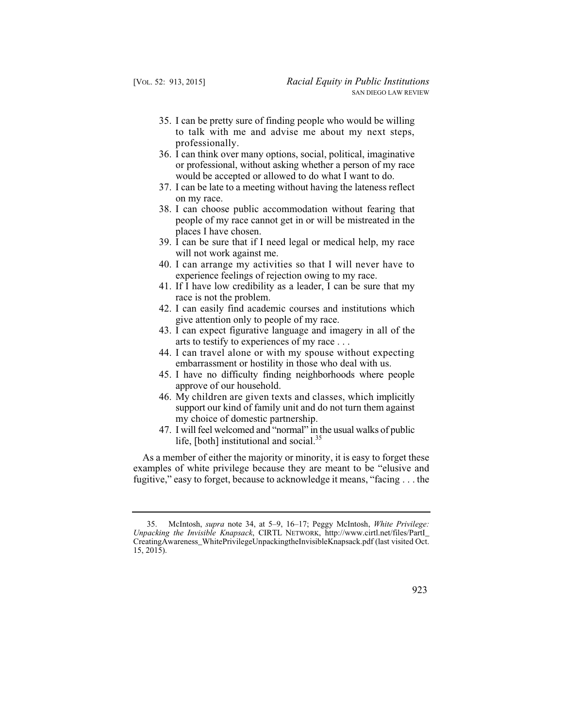35. I can be pretty sure of finding people who would be willing to talk with me and advise me about my next steps, professionally.
36. I can think over many options, social, political, imaginative or professional, without asking whether a person of my race would be accepted or allowed to do what I want to do.
37. I can be late to a meeting without having the lateness reflect on my race.
38. I can choose public accommodation without fearing that people of my race cannot get in or will be mistreated in the places I have chosen.
39. I can be sure that if I need legal or medical help, my race will not work against me.
40. I can arrange my activities so that I will never have to experience feelings of rejection owing to my race.
41. If I have low credibility as a leader, I can be sure that my race is not the problem.
42. I can easily find academic courses and institutions which give attention only to people of my race.
43. I can expect figurative language and imagery in all of the arts to testify to experiences of my race . . .
44. I can travel alone or with my spouse without expecting embarrassment or hostility in those who deal with us.
45. I have no difficulty finding neighborhoods where people approve of our household.
46. My children are given texts and classes, which implicitly support our kind of family unit and do not turn them against my choice of domestic partnership.
47. I will feel welcomed and "normal" in the usual walks of public life, [both] institutional and social.[35]

As a member of either the majority or minority, it is easy to forget these examples of white privilege because they are meant to be "elusive and fugitive," easy to forget, because to acknowledge it means, "facing . . . the

---

35. McIntosh, *supra* note 34, at 5–9, 16–17; Peggy McIntosh, *White Privilege: Unpacking the Invisible Knapsack*, CIRTL NETWORK, http://www.cirtl.net/files/PartI_CreatingAwareness_WhitePrivilegeUnpackingtheInvisibleKnapsack.pdf (last visited Oct. 15, 2015).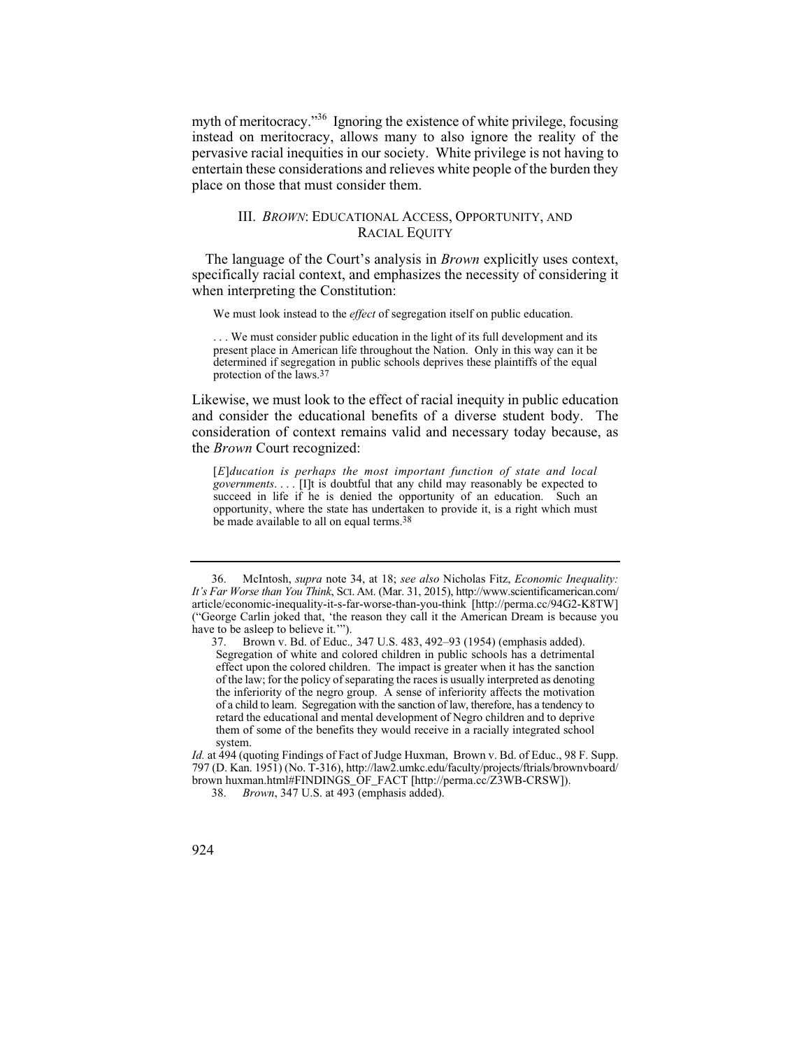myth of meritocracy."[36] Ignoring the existence of white privilege, focusing instead on meritocracy, allows many to also ignore the reality of the pervasive racial inequities in our society. White privilege is not having to entertain these considerations and relieves white people of the burden they place on those that must consider them.

## III. *BROWN*: EDUCATIONAL ACCESS, OPPORTUNITY, AND RACIAL EQUITY

The language of the Court's analysis in *Brown* explicitly uses context, specifically racial context, and emphasizes the necessity of considering it when interpreting the Constitution:

> We must look instead to the *effect* of segregation itself on public education.
>
> . . . We must consider public education in the light of its full development and its present place in American life throughout the Nation. Only in this way can it be determined if segregation in public schools deprives these plaintiffs of the equal protection of the laws.[37]

Likewise, we must look to the effect of racial inequity in public education and consider the educational benefits of a diverse student body. The consideration of context remains valid and necessary today because, as the *Brown* Court recognized:

> [*E*]*ducation is perhaps the most important function of state and local governments*. . . . [I]t is doubtful that any child may reasonably be expected to succeed in life if he is denied the opportunity of an education. Such an opportunity, where the state has undertaken to provide it, is a right which must be made available to all on equal terms.[38]

---

36. McIntosh, *supra* note 34, at 18; *see also* Nicholas Fitz, *Economic Inequality: It's Far Worse than You Think*, SCI. AM. (Mar. 31, 2015), http://www.scientificamerican.com/article/economic-inequality-it-s-far-worse-than-you-think [http://perma.cc/94G2-K8TW] ("George Carlin joked that, 'the reason they call it the American Dream is because you have to be asleep to believe it.'").

37. Brown v. Bd. of Educ.*,* 347 U.S. 483, 492–93 (1954) (emphasis added).

> Segregation of white and colored children in public schools has a detrimental effect upon the colored children. The impact is greater when it has the sanction of the law; for the policy of separating the races is usually interpreted as denoting the inferiority of the negro group. A sense of inferiority affects the motivation of a child to learn. Segregation with the sanction of law, therefore, has a tendency to retard the educational and mental development of Negro children and to deprive them of some of the benefits they would receive in a racially integrated school system.

*Id.* at 494 (quoting Findings of Fact of Judge Huxman, Brown v. Bd. of Educ., 98 F. Supp. 797 (D. Kan. 1951) (No. T-316), http://law2.umkc.edu/faculty/projects/ftrials/brownvboard/brown huxman.html#FINDINGS_OF_FACT [http://perma.cc/Z3WB-CRSW]).

38. *Brown*, 347 U.S. at 493 (emphasis added).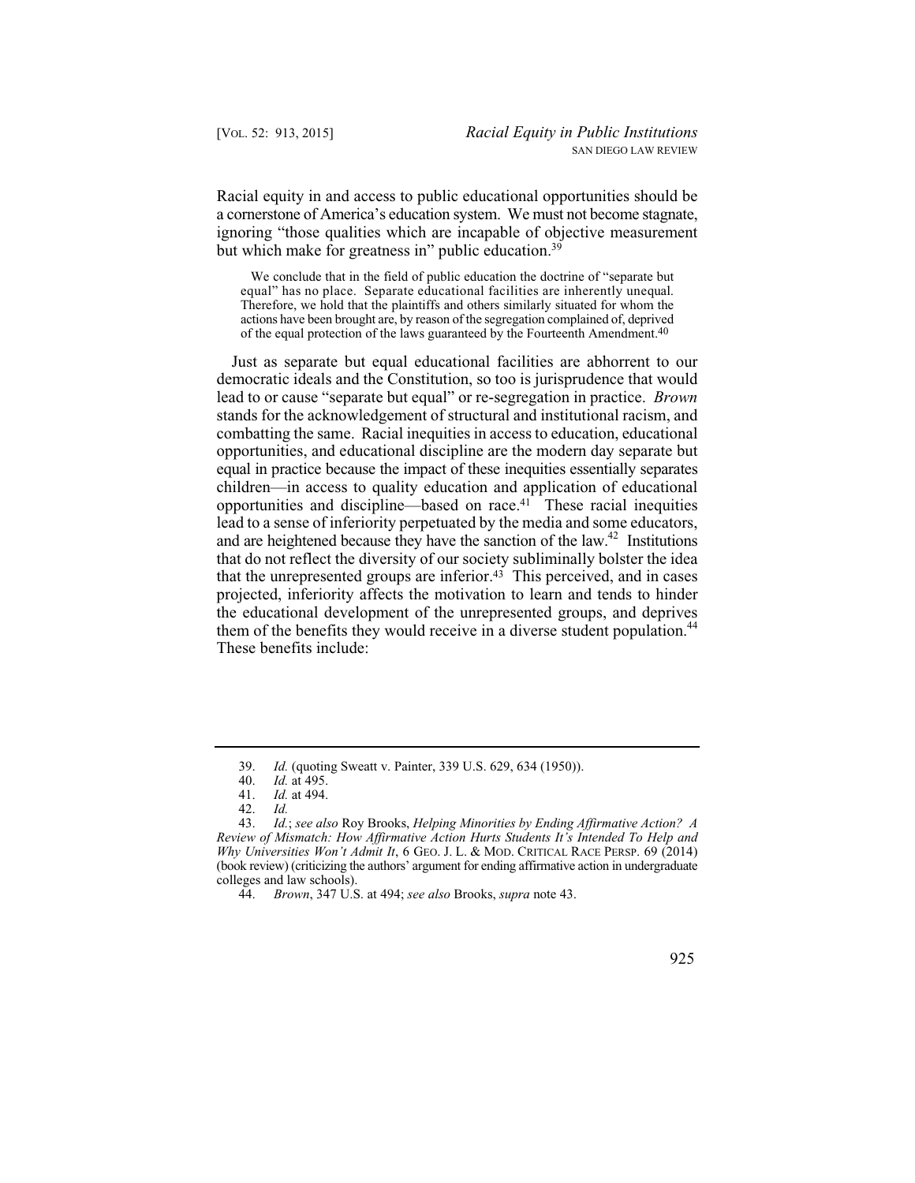Racial equity in and access to public educational opportunities should be a cornerstone of America's education system. We must not become stagnate, ignoring "those qualities which are incapable of objective measurement but which make for greatness in" public education.[39]

> We conclude that in the field of public education the doctrine of "separate but equal" has no place. Separate educational facilities are inherently unequal. Therefore, we hold that the plaintiffs and others similarly situated for whom the actions have been brought are, by reason of the segregation complained of, deprived of the equal protection of the laws guaranteed by the Fourteenth Amendment.[40]

Just as separate but equal educational facilities are abhorrent to our democratic ideals and the Constitution, so too is jurisprudence that would lead to or cause "separate but equal" or re-segregation in practice. *Brown* stands for the acknowledgement of structural and institutional racism, and combatting the same. Racial inequities in access to education, educational opportunities, and educational discipline are the modern day separate but equal in practice because the impact of these inequities essentially separates children—in access to quality education and application of educational opportunities and discipline—based on race.[41] These racial inequities lead to a sense of inferiority perpetuated by the media and some educators, and are heightened because they have the sanction of the law.[42] Institutions that do not reflect the diversity of our society subliminally bolster the idea that the unrepresented groups are inferior.[43] This perceived, and in cases projected, inferiority affects the motivation to learn and tends to hinder the educational development of the unrepresented groups, and deprives them of the benefits they would receive in a diverse student population.[44] These benefits include:

---

39. *Id.* (quoting Sweatt v. Painter, 339 U.S. 629, 634 (1950)).

40. *Id.* at 495.

41. *Id.* at 494.

42. *Id.*

43. *Id.*; *see also* Roy Brooks, *Helping Minorities by Ending Affirmative Action? A Review of Mismatch: How Affirmative Action Hurts Students It's Intended To Help and Why Universities Won't Admit It*, 6 GEO. J. L. & MOD. CRITICAL RACE PERSP. 69 (2014) (book review) (criticizing the authors' argument for ending affirmative action in undergraduate colleges and law schools).

44. *Brown*, 347 U.S. at 494; *see also* Brooks, *supra* note 43.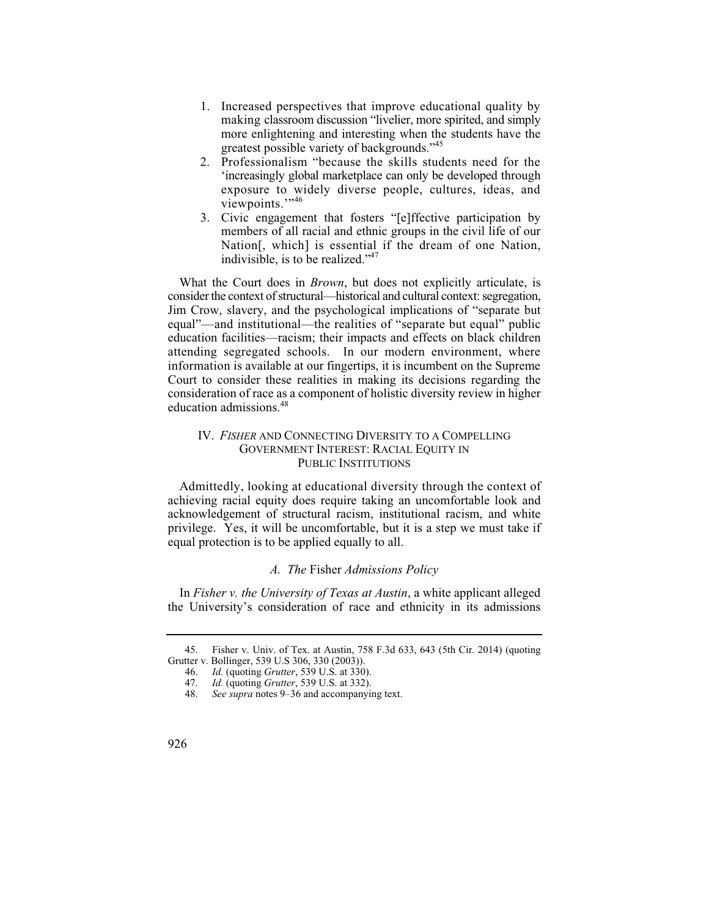1. Increased perspectives that improve educational quality by making classroom discussion "livelier, more spirited, and simply more enlightening and interesting when the students have the greatest possible variety of backgrounds."[45]
2. Professionalism "because the skills students need for the 'increasingly global marketplace can only be developed through exposure to widely diverse people, cultures, ideas, and viewpoints.'"[46]
3. Civic engagement that fosters "[e]ffective participation by members of all racial and ethnic groups in the civil life of our Nation[, which] is essential if the dream of one Nation, indivisible, is to be realized."[47]

What the Court does in *Brown*, but does not explicitly articulate, is consider the context of structural—historical and cultural context: segregation, Jim Crow, slavery, and the psychological implications of "separate but equal"—and institutional—the realities of "separate but equal" public education facilities—racism; their impacts and effects on black children attending segregated schools. In our modern environment, where information is available at our fingertips, it is incumbent on the Supreme Court to consider these realities in making its decisions regarding the consideration of race as a component of holistic diversity review in higher education admissions.[48]

## IV. *FISHER* AND CONNECTING DIVERSITY TO A COMPELLING GOVERNMENT INTEREST: RACIAL EQUITY IN PUBLIC INSTITUTIONS

Admittedly, looking at educational diversity through the context of achieving racial equity does require taking an uncomfortable look and acknowledgement of structural racism, institutional racism, and white privilege. Yes, it will be uncomfortable, but it is a step we must take if equal protection is to be applied equally to all.

### *A. The* Fisher *Admissions Policy*

In *Fisher v. the University of Texas at Austin*, a white applicant alleged the University's consideration of race and ethnicity in its admissions

---

45. Fisher v. Univ. of Tex. at Austin, 758 F.3d 633, 643 (5th Cir. 2014) (quoting Grutter v. Bollinger, 539 U.S 306, 330 (2003)).

46. *Id.* (quoting *Grutter*, 539 U.S. at 330).

47. *Id.* (quoting *Grutter*, 539 U.S. at 332).

48. *See supra* notes 9–36 and accompanying text.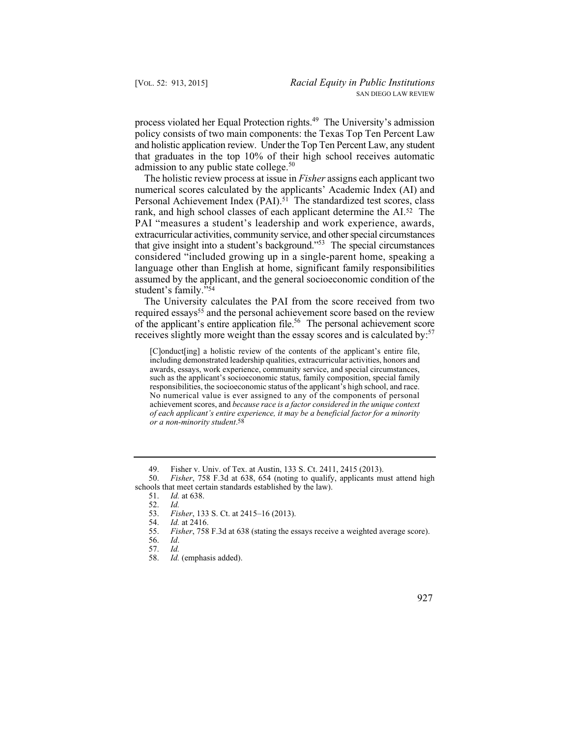process violated her Equal Protection rights.[49] The University's admission policy consists of two main components: the Texas Top Ten Percent Law and holistic application review. Under the Top Ten Percent Law, any student that graduates in the top 10% of their high school receives automatic admission to any public state college.[50]

The holistic review process at issue in *Fisher* assigns each applicant two numerical scores calculated by the applicants' Academic Index (AI) and Personal Achievement Index (PAI).[51] The standardized test scores, class rank, and high school classes of each applicant determine the AI.[52] The PAI "measures a student's leadership and work experience, awards, extracurricular activities, community service, and other special circumstances that give insight into a student's background."[53] The special circumstances considered "included growing up in a single-parent home, speaking a language other than English at home, significant family responsibilities assumed by the applicant, and the general socioeconomic condition of the student's family."[54]

The University calculates the PAI from the score received from two required essays[55] and the personal achievement score based on the review of the applicant's entire application file.[56] The personal achievement score receives slightly more weight than the essay scores and is calculated by:[57]

> [C]onduct[ing] a holistic review of the contents of the applicant's entire file, including demonstrated leadership qualities, extracurricular activities, honors and awards, essays, work experience, community service, and special circumstances, such as the applicant's socioeconomic status, family composition, special family responsibilities, the socioeconomic status of the applicant's high school, and race. No numerical value is ever assigned to any of the components of personal achievement scores, and *because race is a factor considered in the unique context of each applicant's entire experience, it may be a beneficial factor for a minority or a non-minority student*.[58]

---

49. Fisher v. Univ. of Tex. at Austin, 133 S. Ct. 2411, 2415 (2013).

50. *Fisher*, 758 F.3d at 638, 654 (noting to qualify, applicants must attend high schools that meet certain standards established by the law).

51. *Id.* at 638.

52. *Id.*

53. *Fisher*, 133 S. Ct. at 2415–16 (2013).

54. *Id.* at 2416.

55. *Fisher*, 758 F.3d at 638 (stating the essays receive a weighted average score).

56. *Id*.

57. *Id.*

58. *Id.* (emphasis added).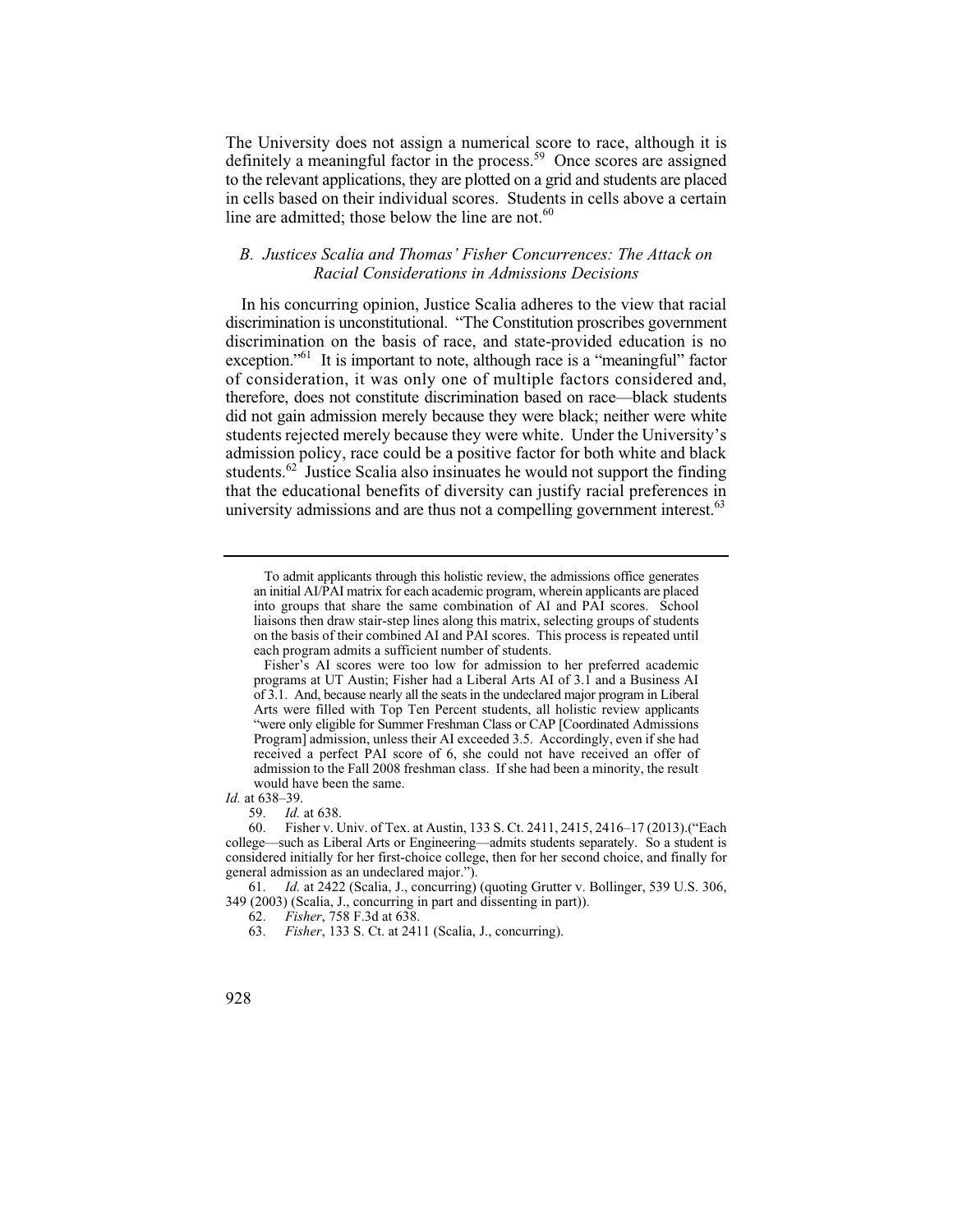The University does not assign a numerical score to race, although it is definitely a meaningful factor in the process.[59] Once scores are assigned to the relevant applications, they are plotted on a grid and students are placed in cells based on their individual scores. Students in cells above a certain line are admitted; those below the line are not.[60]

### *B. Justices Scalia and Thomas' Fisher Concurrences: The Attack on Racial Considerations in Admissions Decisions*

In his concurring opinion, Justice Scalia adheres to the view that racial discrimination is unconstitutional. "The Constitution proscribes government discrimination on the basis of race, and state-provided education is no exception."[61] It is important to note, although race is a "meaningful" factor of consideration, it was only one of multiple factors considered and, therefore, does not constitute discrimination based on race—black students did not gain admission merely because they were black; neither were white students rejected merely because they were white. Under the University's admission policy, race could be a positive factor for both white and black students.[62] Justice Scalia also insinuates he would not support the finding that the educational benefits of diversity can justify racial preferences in university admissions and are thus not a compelling government interest.[63]

---

> To admit applicants through this holistic review, the admissions office generates an initial AI/PAI matrix for each academic program, wherein applicants are placed into groups that share the same combination of AI and PAI scores. School liaisons then draw stair-step lines along this matrix, selecting groups of students on the basis of their combined AI and PAI scores. This process is repeated until each program admits a sufficient number of students.
>
> Fisher's AI scores were too low for admission to her preferred academic programs at UT Austin; Fisher had a Liberal Arts AI of 3.1 and a Business AI of 3.1. And, because nearly all the seats in the undeclared major program in Liberal Arts were filled with Top Ten Percent students, all holistic review applicants "were only eligible for Summer Freshman Class or CAP [Coordinated Admissions Program] admission, unless their AI exceeded 3.5. Accordingly, even if she had received a perfect PAI score of 6, she could not have received an offer of admission to the Fall 2008 freshman class. If she had been a minority, the result would have been the same.

*Id.* at 638–39.

59. *Id.* at 638.

60. Fisher v. Univ. of Tex. at Austin, 133 S. Ct. 2411, 2415, 2416–17 (2013).("Each college—such as Liberal Arts or Engineering—admits students separately. So a student is considered initially for her first-choice college, then for her second choice, and finally for general admission as an undeclared major.").

61. *Id.* at 2422 (Scalia, J., concurring) (quoting Grutter v. Bollinger, 539 U.S. 306, 349 (2003) (Scalia, J., concurring in part and dissenting in part)).

62. *Fisher*, 758 F.3d at 638.

63. *Fisher*, 133 S. Ct. at 2411 (Scalia, J., concurring).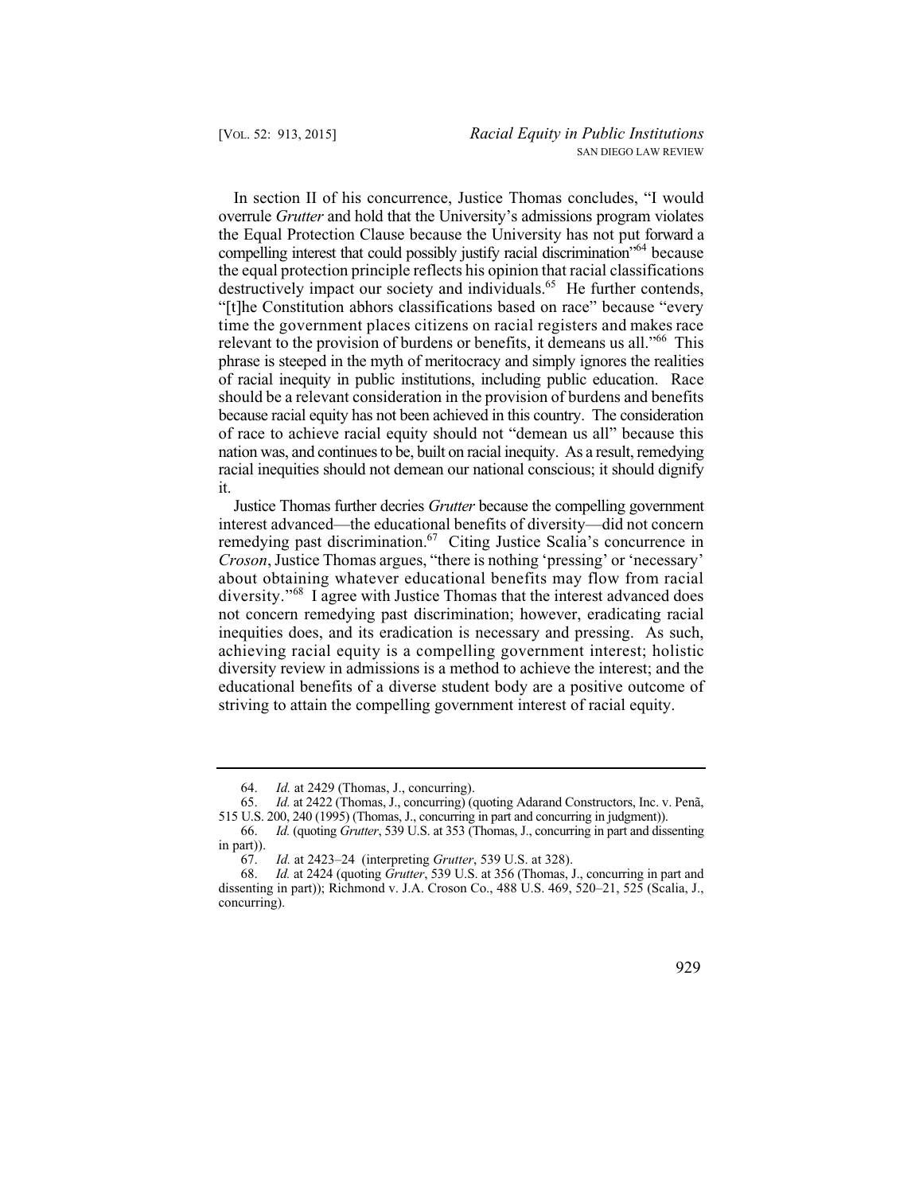In section II of his concurrence, Justice Thomas concludes, "I would overrule *Grutter* and hold that the University's admissions program violates the Equal Protection Clause because the University has not put forward a compelling interest that could possibly justify racial discrimination"[64] because the equal protection principle reflects his opinion that racial classifications destructively impact our society and individuals.[65] He further contends, "[t]he Constitution abhors classifications based on race" because "every time the government places citizens on racial registers and makes race relevant to the provision of burdens or benefits, it demeans us all."[66] This phrase is steeped in the myth of meritocracy and simply ignores the realities of racial inequity in public institutions, including public education. Race should be a relevant consideration in the provision of burdens and benefits because racial equity has not been achieved in this country. The consideration of race to achieve racial equity should not "demean us all" because this nation was, and continues to be, built on racial inequity. As a result, remedying racial inequities should not demean our national conscious; it should dignify it.

Justice Thomas further decries *Grutter* because the compelling government interest advanced—the educational benefits of diversity—did not concern remedying past discrimination.[67] Citing Justice Scalia's concurrence in *Croson*, Justice Thomas argues, "there is nothing 'pressing' or 'necessary' about obtaining whatever educational benefits may flow from racial diversity."[68] I agree with Justice Thomas that the interest advanced does not concern remedying past discrimination; however, eradicating racial inequities does, and its eradication is necessary and pressing. As such, achieving racial equity is a compelling government interest; holistic diversity review in admissions is a method to achieve the interest; and the educational benefits of a diverse student body are a positive outcome of striving to attain the compelling government interest of racial equity.

---

64. *Id.* at 2429 (Thomas, J., concurring).

65. *Id.* at 2422 (Thomas, J., concurring) (quoting Adarand Constructors, Inc. v. Penã, 515 U.S. 200, 240 (1995) (Thomas, J., concurring in part and concurring in judgment)).

66. *Id.* (quoting *Grutter*, 539 U.S. at 353 (Thomas, J., concurring in part and dissenting in part)).

67. *Id.* at 2423–24 (interpreting *Grutter*, 539 U.S. at 328).

68. *Id.* at 2424 (quoting *Grutter*, 539 U.S. at 356 (Thomas, J., concurring in part and dissenting in part)); Richmond v. J.A. Croson Co., 488 U.S. 469, 520–21, 525 (Scalia, J., concurring).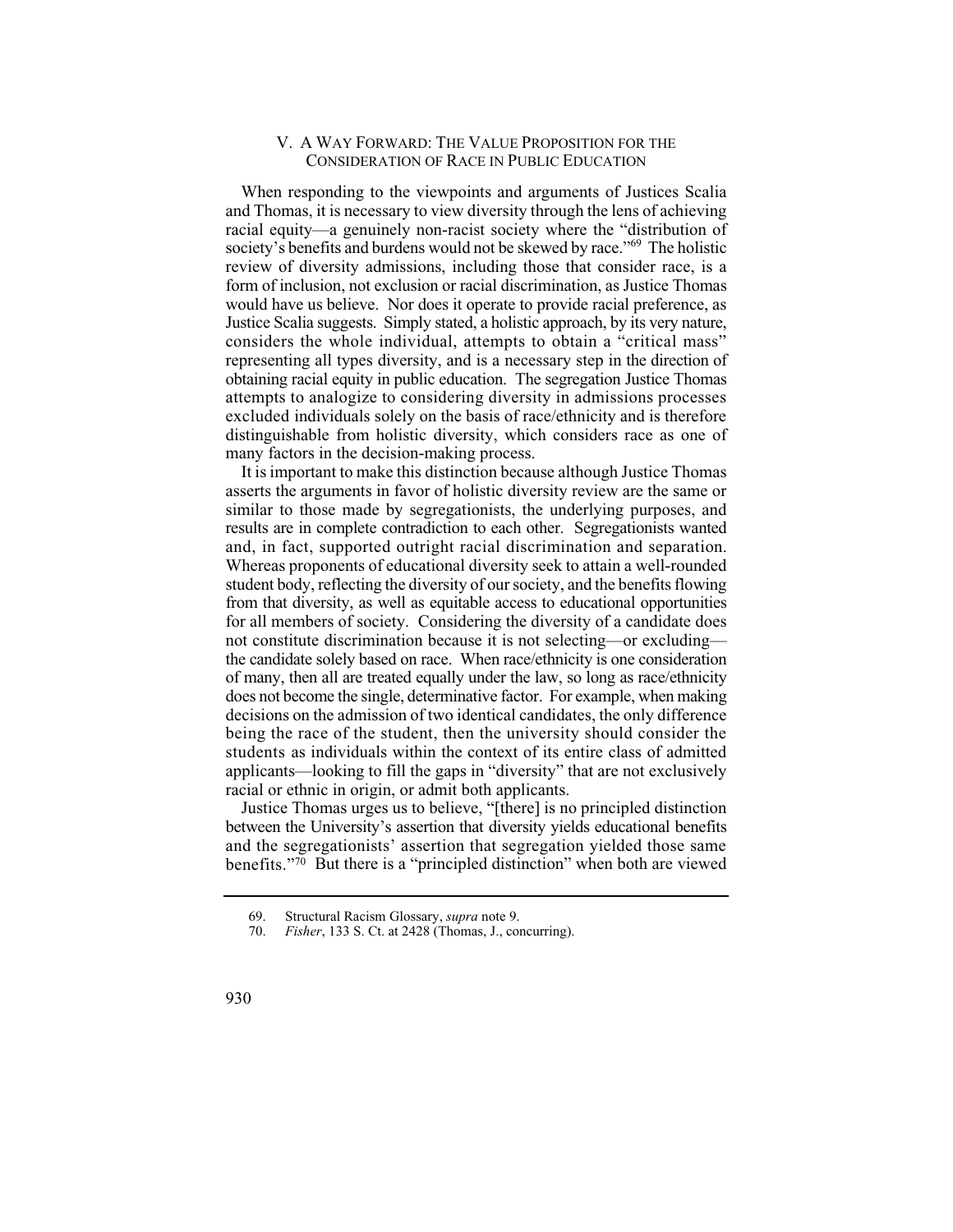## V. A Way Forward: The Value Proposition for the Consideration of Race in Public Education

When responding to the viewpoints and arguments of Justices Scalia and Thomas, it is necessary to view diversity through the lens of achieving racial equity—a genuinely non-racist society where the "distribution of society's benefits and burdens would not be skewed by race."[69] The holistic review of diversity admissions, including those that consider race, is a form of inclusion, not exclusion or racial discrimination, as Justice Thomas would have us believe. Nor does it operate to provide racial preference, as Justice Scalia suggests. Simply stated, a holistic approach, by its very nature, considers the whole individual, attempts to obtain a "critical mass" representing all types diversity, and is a necessary step in the direction of obtaining racial equity in public education. The segregation Justice Thomas attempts to analogize to considering diversity in admissions processes excluded individuals solely on the basis of race/ethnicity and is therefore distinguishable from holistic diversity, which considers race as one of many factors in the decision-making process.

It is important to make this distinction because although Justice Thomas asserts the arguments in favor of holistic diversity review are the same or similar to those made by segregationists, the underlying purposes, and results are in complete contradiction to each other. Segregationists wanted and, in fact, supported outright racial discrimination and separation. Whereas proponents of educational diversity seek to attain a well-rounded student body, reflecting the diversity of our society, and the benefits flowing from that diversity, as well as equitable access to educational opportunities for all members of society. Considering the diversity of a candidate does not constitute discrimination because it is not selecting—or excluding—the candidate solely based on race. When race/ethnicity is one consideration of many, then all are treated equally under the law, so long as race/ethnicity does not become the single, determinative factor. For example, when making decisions on the admission of two identical candidates, the only difference being the race of the student, then the university should consider the students as individuals within the context of its entire class of admitted applicants—looking to fill the gaps in "diversity" that are not exclusively racial or ethnic in origin, or admit both applicants.

Justice Thomas urges us to believe, "[there] is no principled distinction between the University's assertion that diversity yields educational benefits and the segregationists' assertion that segregation yielded those same benefits."[70] But there is a "principled distinction" when both are viewed

---

69. Structural Racism Glossary, *supra* note 9.

70. *Fisher*, 133 S. Ct. at 2428 (Thomas, J., concurring).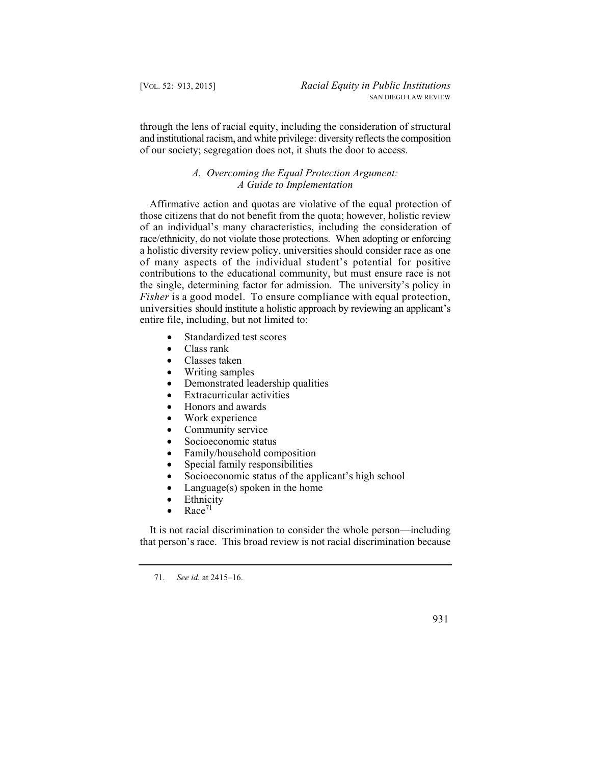through the lens of racial equity, including the consideration of structural and institutional racism, and white privilege: diversity reflects the composition of our society; segregation does not, it shuts the door to access.

### *A. Overcoming the Equal Protection Argument: A Guide to Implementation*

Affirmative action and quotas are violative of the equal protection of those citizens that do not benefit from the quota; however, holistic review of an individual's many characteristics, including the consideration of race/ethnicity, do not violate those protections. When adopting or enforcing a holistic diversity review policy, universities should consider race as one of many aspects of the individual student's potential for positive contributions to the educational community, but must ensure race is not the single, determining factor for admission. The university's policy in *Fisher* is a good model. To ensure compliance with equal protection, universities should institute a holistic approach by reviewing an applicant's entire file, including, but not limited to:

- Standardized test scores
- Class rank
- Classes taken
- Writing samples
- Demonstrated leadership qualities
- Extracurricular activities
- Honors and awards
- Work experience
- Community service
- Socioeconomic status
- Family/household composition
- Special family responsibilities
- Socioeconomic status of the applicant's high school
- Language(s) spoken in the home
- Ethnicity
- Race[71]

It is not racial discrimination to consider the whole person—including that person's race. This broad review is not racial discrimination because

71. *See id.* at 2415–16.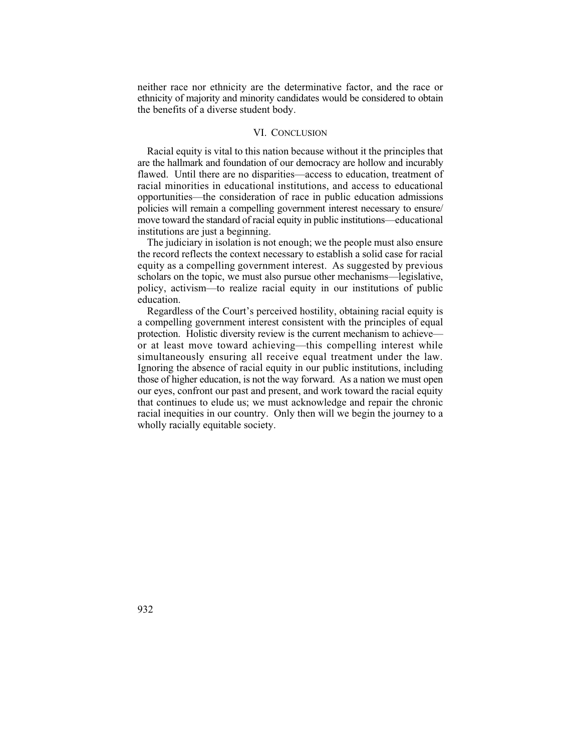neither race nor ethnicity are the determinative factor, and the race or ethnicity of majority and minority candidates would be considered to obtain the benefits of a diverse student body.

## VI. CONCLUSION

Racial equity is vital to this nation because without it the principles that are the hallmark and foundation of our democracy are hollow and incurably flawed. Until there are no disparities—access to education, treatment of racial minorities in educational institutions, and access to educational opportunities—the consideration of race in public education admissions policies will remain a compelling government interest necessary to ensure/move toward the standard of racial equity in public institutions—educational institutions are just a beginning.

The judiciary in isolation is not enough; we the people must also ensure the record reflects the context necessary to establish a solid case for racial equity as a compelling government interest. As suggested by previous scholars on the topic, we must also pursue other mechanisms—legislative, policy, activism—to realize racial equity in our institutions of public education.

Regardless of the Court's perceived hostility, obtaining racial equity is a compelling government interest consistent with the principles of equal protection. Holistic diversity review is the current mechanism to achieve—or at least move toward achieving—this compelling interest while simultaneously ensuring all receive equal treatment under the law. Ignoring the absence of racial equity in our public institutions, including those of higher education, is not the way forward. As a nation we must open our eyes, confront our past and present, and work toward the racial equity that continues to elude us; we must acknowledge and repair the chronic racial inequities in our country. Only then will we begin the journey to a wholly racially equitable society.